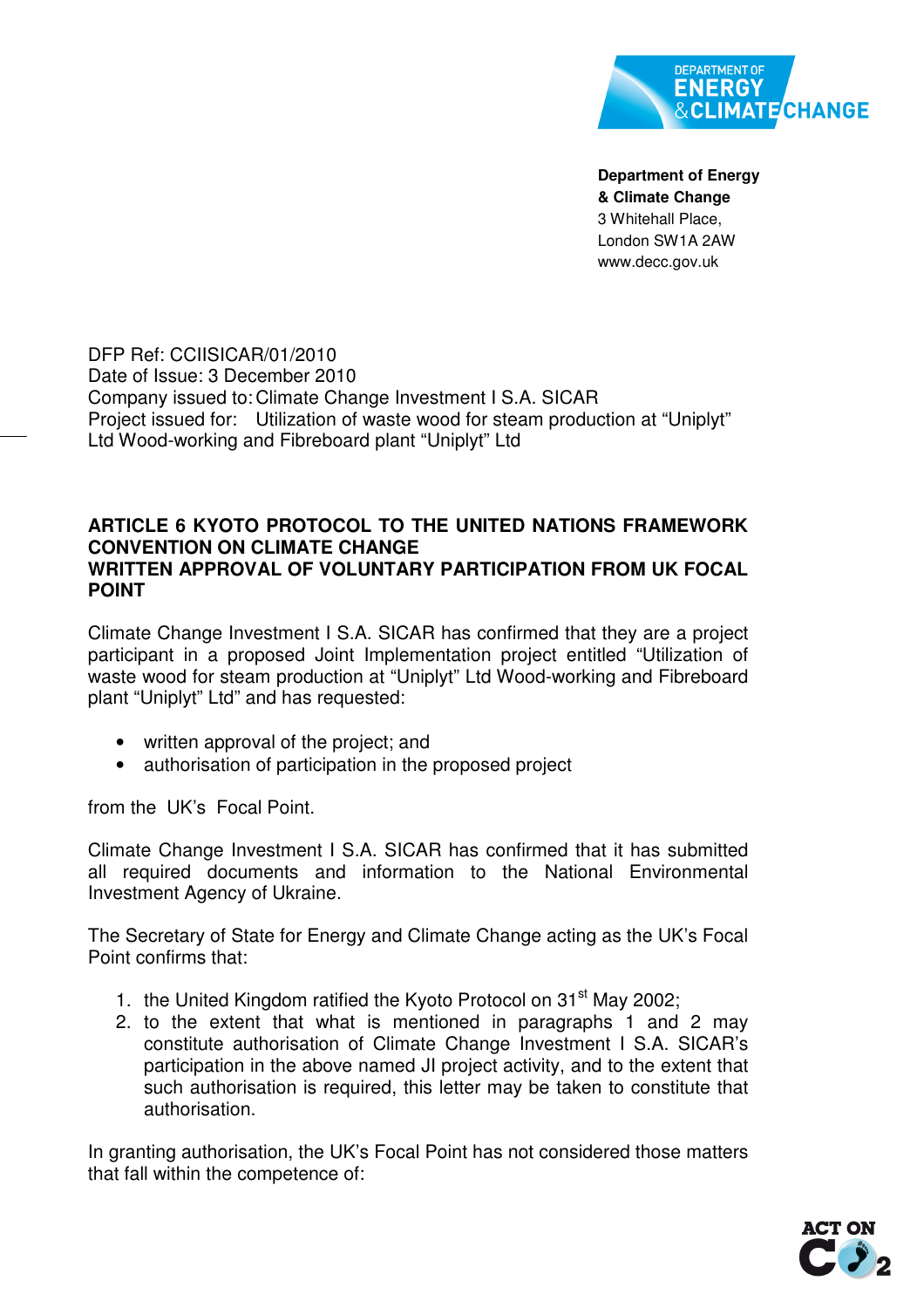**Department of Energy & Climate Change**
3 Whitehall Place,
London SW1A 2AW
www.decc.gov.uk

DFP Ref: CCIISICAR/01/2010
Date of Issue: 3 December 2010
Company issued to: Climate Change Investment I S.A. SICAR
Project issued for: Utilization of waste wood for steam production at "Uniplyt" Ltd Wood-working and Fibreboard plant "Uniplyt" Ltd

## ARTICLE 6 KYOTO PROTOCOL TO THE UNITED NATIONS FRAMEWORK CONVENTION ON CLIMATE CHANGE
## WRITTEN APPROVAL OF VOLUNTARY PARTICIPATION FROM UK FOCAL POINT

Climate Change Investment I S.A. SICAR has confirmed that they are a project participant in a proposed Joint Implementation project entitled "Utilization of waste wood for steam production at "Uniplyt" Ltd Wood-working and Fibreboard plant "Uniplyt" Ltd" and has requested:

- written approval of the project; and
- authorisation of participation in the proposed project

from the UK's Focal Point.

Climate Change Investment I S.A. SICAR has confirmed that it has submitted all required documents and information to the National Environmental Investment Agency of Ukraine.

The Secretary of State for Energy and Climate Change acting as the UK's Focal Point confirms that:

1. the United Kingdom ratified the Kyoto Protocol on 31st May 2002;
2. to the extent that what is mentioned in paragraphs 1 and 2 may constitute authorisation of Climate Change Investment I S.A. SICAR's participation in the above named JI project activity, and to the extent that such authorisation is required, this letter may be taken to constitute that authorisation.

In granting authorisation, the UK's Focal Point has not considered those matters that fall within the competence of: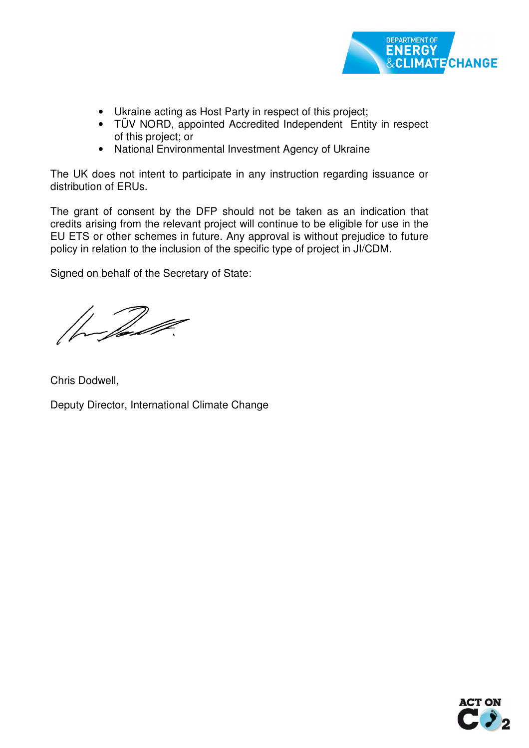- Ukraine acting as Host Party in respect of this project;
- TÜV NORD, appointed Accredited Independent Entity in respect of this project; or
- National Environmental Investment Agency of Ukraine

The UK does not intent to participate in any instruction regarding issuance or distribution of ERUs.

The grant of consent by the DFP should not be taken as an indication that credits arising from the relevant project will continue to be eligible for use in the EU ETS or other schemes in future. Any approval is without prejudice to future policy in relation to the inclusion of the specific type of project in JI/CDM.

Signed on behalf of the Secretary of State:

Chris Dodwell,

Deputy Director, International Climate Change